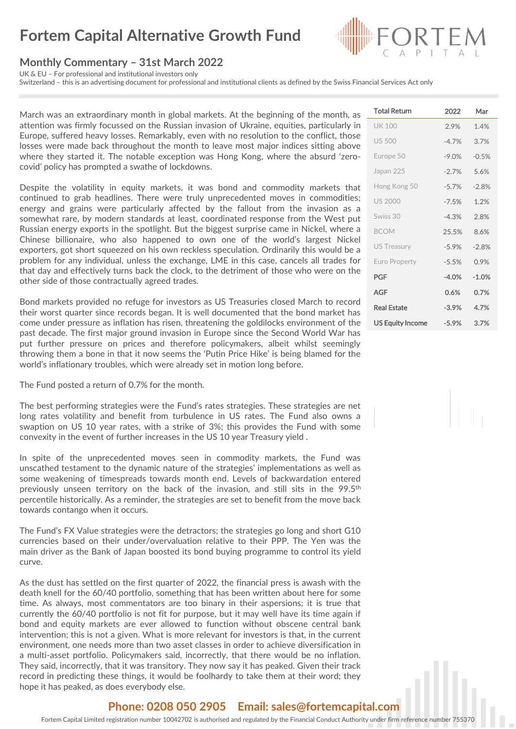# Fortem Capital Alternative Growth Fund

## Monthly Commentary – 31st March 2022

UK & EU – For professional and institutional investors only
Switzerland – this is an advertising document for professional and institutional clients as defined by the Swiss Financial Services Act only

| Total Return | 2022 | Mar |
|---|---|---|
| UK 100 | 2.9% | 1.4% |
| US 500 | -4.7% | 3.7% |
| Europe 50 | -9.0% | -0.5% |
| Japan 225 | -2.7% | 5.6% |
| Hong Kong 50 | -5.7% | -2.8% |
| US 2000 | -7.5% | 1.2% |
| Swiss 30 | -4.3% | 2.8% |
| BCOM | 25.5% | 8.6% |
| US Treasury | -5.9% | -2.8% |
| Euro Property | -5.5% | 0.9% |
| **PGF** | **-4.0%** | **-1.0%** |
| **AGF** | **0.6%** | **0.7%** |
| **Real Estate** | **-3.9%** | **4.7%** |
| **US Equity Income** | **-5.9%** | **3.7%** |

March was an extraordinary month in global markets. At the beginning of the month, as attention was firmly focussed on the Russian invasion of Ukraine, equities, particularly in Europe, suffered heavy losses. Remarkably, even with no resolution to the conflict, those losses were made back throughout the month to leave most major indices sitting above where they started it. The notable exception was Hong Kong, where the absurd 'zero-covid' policy has prompted a swathe of lockdowns.

Despite the volatility in equity markets, it was bond and commodity markets that continued to grab headlines. There were truly unprecedented moves in commodities; energy and grains were particularly affected by the fallout from the invasion as a somewhat rare, by modern standards at least, coordinated response from the West put Russian energy exports in the spotlight. But the biggest surprise came in Nickel, where a Chinese billionaire, who also happened to own one of the world's largest Nickel exporters, got short squeezed on his own reckless speculation. Ordinarily this would be a problem for any individual, unless the exchange, LME in this case, cancels all trades for that day and effectively turns back the clock, to the detriment of those who were on the other side of those contractually agreed trades.

Bond markets provided no refuge for investors as US Treasuries closed March to record their worst quarter since records began. It is well documented that the bond market has come under pressure as inflation has risen, threatening the goldilocks environment of the past decade. The first major ground invasion in Europe since the Second World War has put further pressure on prices and therefore policymakers, albeit whilst seemingly throwing them a bone in that it now seems the 'Putin Price Hike' is being blamed for the world's inflationary troubles, which were already set in motion long before.

The Fund posted a return of 0.7% for the month.

The best performing strategies were the Fund's rates strategies. These strategies are net long rates volatility and benefit from turbulence in US rates. The Fund also owns a swaption on US 10 year rates, with a strike of 3%; this provides the Fund with some convexity in the event of further increases in the US 10 year Treasury yield .

In spite of the unprecedented moves seen in commodity markets, the Fund was unscathed testament to the dynamic nature of the strategies' implementations as well as some weakening of timespreads towards month end. Levels of backwardation entered previously unseen territory on the back of the invasion, and still sits in the 99.5th percentile historically. As a reminder, the strategies are set to benefit from the move back towards contango when it occurs.

The Fund's FX Value strategies were the detractors; the strategies go long and short G10 currencies based on their under/overvaluation relative to their PPP. The Yen was the main driver as the Bank of Japan boosted its bond buying programme to control its yield curve.

As the dust has settled on the first quarter of 2022, the financial press is awash with the death knell for the 60/40 portfolio, something that has been written about here for some time. As always, most commentators are too binary in their aspersions; it is true that currently the 60/40 portfolio is not fit for purpose, but it may well have its time again if bond and equity markets are ever allowed to function without obscene central bank intervention; this is not a given. What is more relevant for investors is that, in the current environment, one needs more than two asset classes in order to achieve diversification in a multi-asset portfolio. Policymakers said, incorrectly, that there would be no inflation. They said, incorrectly, that it was transitory. They now say it has peaked. Given their track record in predicting these things, it would be foolhardy to take them at their word; they hope it has peaked, as does everybody else.

**Phone: 0208 050 2905 Email: sales@fortemcapital.com**

Fortem Capital Limited registration number 10042702 is authorised and regulated by the Financial Conduct Authority under firm reference number 755370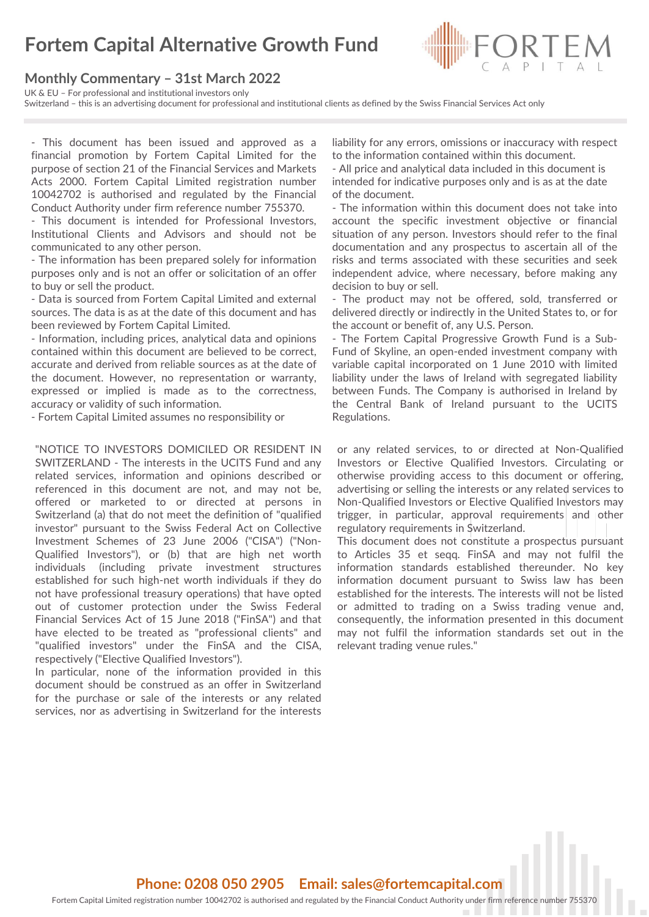# Fortem Capital Alternative Growth Fund

## Monthly Commentary – 31st March 2022

UK & EU – For professional and institutional investors only
Switzerland – this is an advertising document for professional and institutional clients as defined by the Swiss Financial Services Act only

- This document has been issued and approved as a financial promotion by Fortem Capital Limited for the purpose of section 21 of the Financial Services and Markets Acts 2000. Fortem Capital Limited registration number 10042702 is authorised and regulated by the Financial Conduct Authority under firm reference number 755370.
- This document is intended for Professional Investors, Institutional Clients and Advisors and should not be communicated to any other person.
- The information has been prepared solely for information purposes only and is not an offer or solicitation of an offer to buy or sell the product.
- Data is sourced from Fortem Capital Limited and external sources. The data is as at the date of this document and has been reviewed by Fortem Capital Limited.
- Information, including prices, analytical data and opinions contained within this document are believed to be correct, accurate and derived from reliable sources as at the date of the document. However, no representation or warranty, expressed or implied is made as to the correctness, accuracy or validity of such information.
- Fortem Capital Limited assumes no responsibility or liability for any errors, omissions or inaccuracy with respect to the information contained within this document.
- All price and analytical data included in this document is intended for indicative purposes only and is as at the date of the document.
- The information within this document does not take into account the specific investment objective or financial situation of any person. Investors should refer to the final documentation and any prospectus to ascertain all of the risks and terms associated with these securities and seek independent advice, where necessary, before making any decision to buy or sell.
- The product may not be offered, sold, transferred or delivered directly or indirectly in the United States to, or for the account or benefit of, any U.S. Person.
- The Fortem Capital Progressive Growth Fund is a Sub-Fund of Skyline, an open-ended investment company with variable capital incorporated on 1 June 2010 with limited liability under the laws of Ireland with segregated liability between Funds. The Company is authorised in Ireland by the Central Bank of Ireland pursuant to the UCITS Regulations.

"NOTICE TO INVESTORS DOMICILED OR RESIDENT IN SWITZERLAND - The interests in the UCITS Fund and any related services, information and opinions described or referenced in this document are not, and may not be, offered or marketed to or directed at persons in Switzerland (a) that do not meet the definition of "qualified investor" pursuant to the Swiss Federal Act on Collective Investment Schemes of 23 June 2006 ("CISA") ("Non-Qualified Investors"), or (b) that are high net worth individuals (including private investment structures established for such high-net worth individuals if they do not have professional treasury operations) that have opted out of customer protection under the Swiss Federal Financial Services Act of 15 June 2018 ("FinSA") and that have elected to be treated as "professional clients" and "qualified investors" under the FinSA and the CISA, respectively ("Elective Qualified Investors").

In particular, none of the information provided in this document should be construed as an offer in Switzerland for the purchase or sale of the interests or any related services, nor as advertising in Switzerland for the interests or any related services, to or directed at Non-Qualified Investors or Elective Qualified Investors. Circulating or otherwise providing access to this document or offering, advertising or selling the interests or any related services to Non-Qualified Investors or Elective Qualified Investors may trigger, in particular, approval requirements and other regulatory requirements in Switzerland.

This document does not constitute a prospectus pursuant to Articles 35 et seqq. FinSA and may not fulfil the information standards established thereunder. No key information document pursuant to Swiss law has been established for the interests. The interests will not be listed or admitted to trading on a Swiss trading venue and, consequently, the information presented in this document may not fulfil the information standards set out in the relevant trading venue rules."

**Phone: 0208 050 2905 Email: sales@fortemcapital.com**

Fortem Capital Limited registration number 10042702 is authorised and regulated by the Financial Conduct Authority under firm reference number 755370